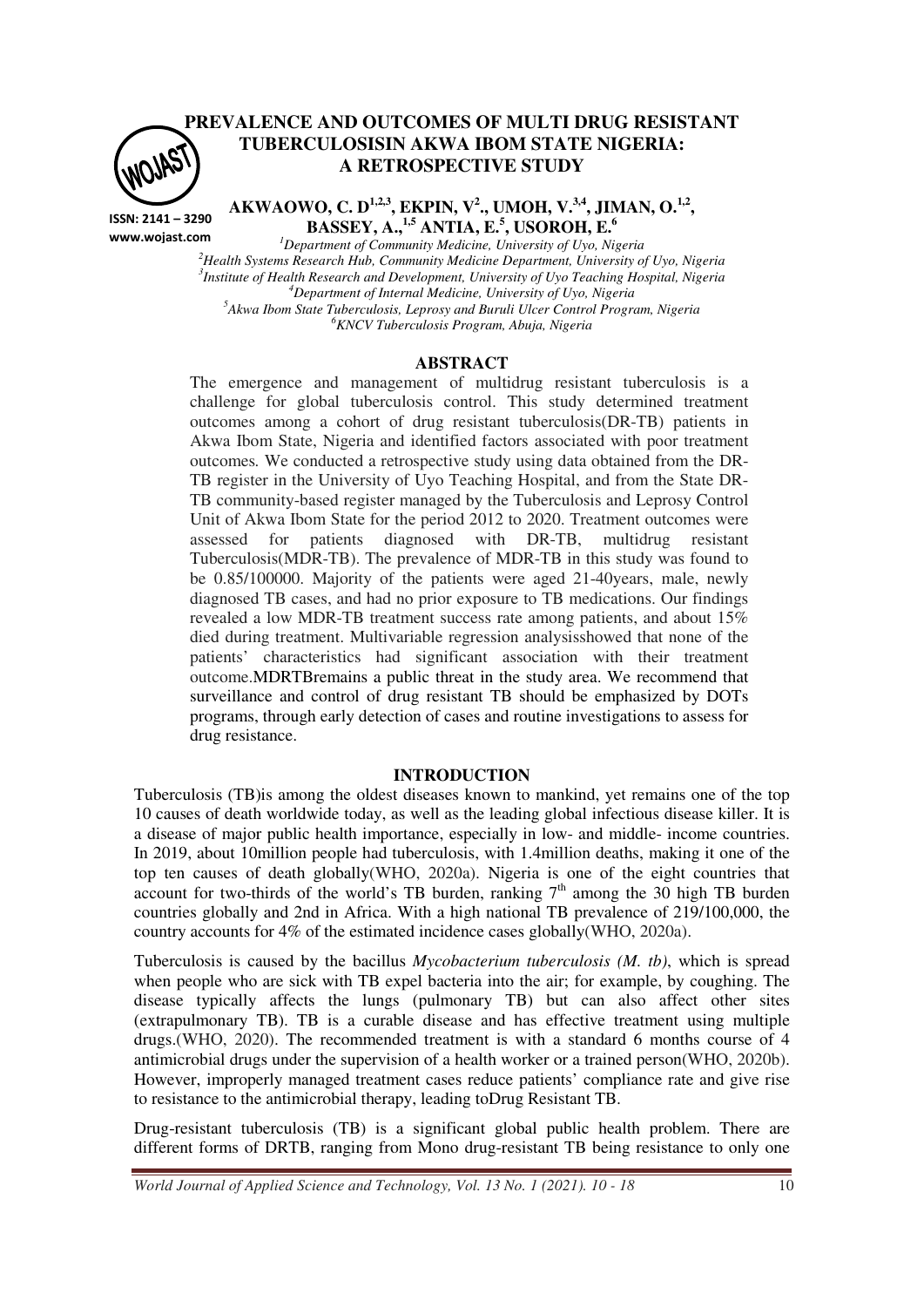# PREVALENCE AND OUTCOMES OF MULTI DRUG RESISTANT TUBERCULOSISIN AKWA IBOM STATE NIGERIA: A RETROSPECTIVE STUDY

ISSN: 2141 – 3290
www.wojast.com

**AKWAOWO, C. D[1,2,3], EKPIN, V[2]., UMOH, V.[3,4], JIMAN, O.[1,2], BASSEY, A.,[1,5] ANTIA, E.[5], USOROH, E.[6]**

*[1]Department of Community Medicine, University of Uyo, Nigeria*
*[2]Health Systems Research Hub, Community Medicine Department, University of Uyo, Nigeria*
*[3]Institute of Health Research and Development, University of Uyo Teaching Hospital, Nigeria*
*[4]Department of Internal Medicine, University of Uyo, Nigeria*
*[5]Akwa Ibom State Tuberculosis, Leprosy and Buruli Ulcer Control Program, Nigeria*
*[6]KNCV Tuberculosis Program, Abuja, Nigeria*

## ABSTRACT

The emergence and management of multidrug resistant tuberculosis is a challenge for global tuberculosis control. This study determined treatment outcomes among a cohort of drug resistant tuberculosis(DR-TB) patients in Akwa Ibom State, Nigeria and identified factors associated with poor treatment outcomes. We conducted a retrospective study using data obtained from the DR-TB register in the University of Uyo Teaching Hospital, and from the State DR-TB community-based register managed by the Tuberculosis and Leprosy Control Unit of Akwa Ibom State for the period 2012 to 2020. Treatment outcomes were assessed for patients diagnosed with DR-TB, multidrug resistant Tuberculosis(MDR-TB). The prevalence of MDR-TB in this study was found to be 0.85/100000. Majority of the patients were aged 21-40years, male, newly diagnosed TB cases, and had no prior exposure to TB medications. Our findings revealed a low MDR-TB treatment success rate among patients, and about 15% died during treatment. Multivariable regression analysisshowed that none of the patients' characteristics had significant association with their treatment outcome.MDRTBremains a public threat in the study area. We recommend that surveillance and control of drug resistant TB should be emphasized by DOTs programs, through early detection of cases and routine investigations to assess for drug resistance.

## INTRODUCTION

Tuberculosis (TB)is among the oldest diseases known to mankind, yet remains one of the top 10 causes of death worldwide today, as well as the leading global infectious disease killer. It is a disease of major public health importance, especially in low- and middle- income countries. In 2019, about 10million people had tuberculosis, with 1.4million deaths, making it one of the top ten causes of death globally(WHO, 2020a). Nigeria is one of the eight countries that account for two-thirds of the world's TB burden, ranking 7th among the 30 high TB burden countries globally and 2nd in Africa. With a high national TB prevalence of 219/100,000, the country accounts for 4% of the estimated incidence cases globally(WHO, 2020a).

Tuberculosis is caused by the bacillus *Mycobacterium tuberculosis (M. tb)*, which is spread when people who are sick with TB expel bacteria into the air; for example, by coughing. The disease typically affects the lungs (pulmonary TB) but can also affect other sites (extrapulmonary TB). TB is a curable disease and has effective treatment using multiple drugs.(WHO, 2020). The recommended treatment is with a standard 6 months course of 4 antimicrobial drugs under the supervision of a health worker or a trained person(WHO, 2020b). However, improperly managed treatment cases reduce patients' compliance rate and give rise to resistance to the antimicrobial therapy, leading toDrug Resistant TB.

Drug-resistant tuberculosis (TB) is a significant global public health problem. There are different forms of DRTB, ranging from Mono drug-resistant TB being resistance to only one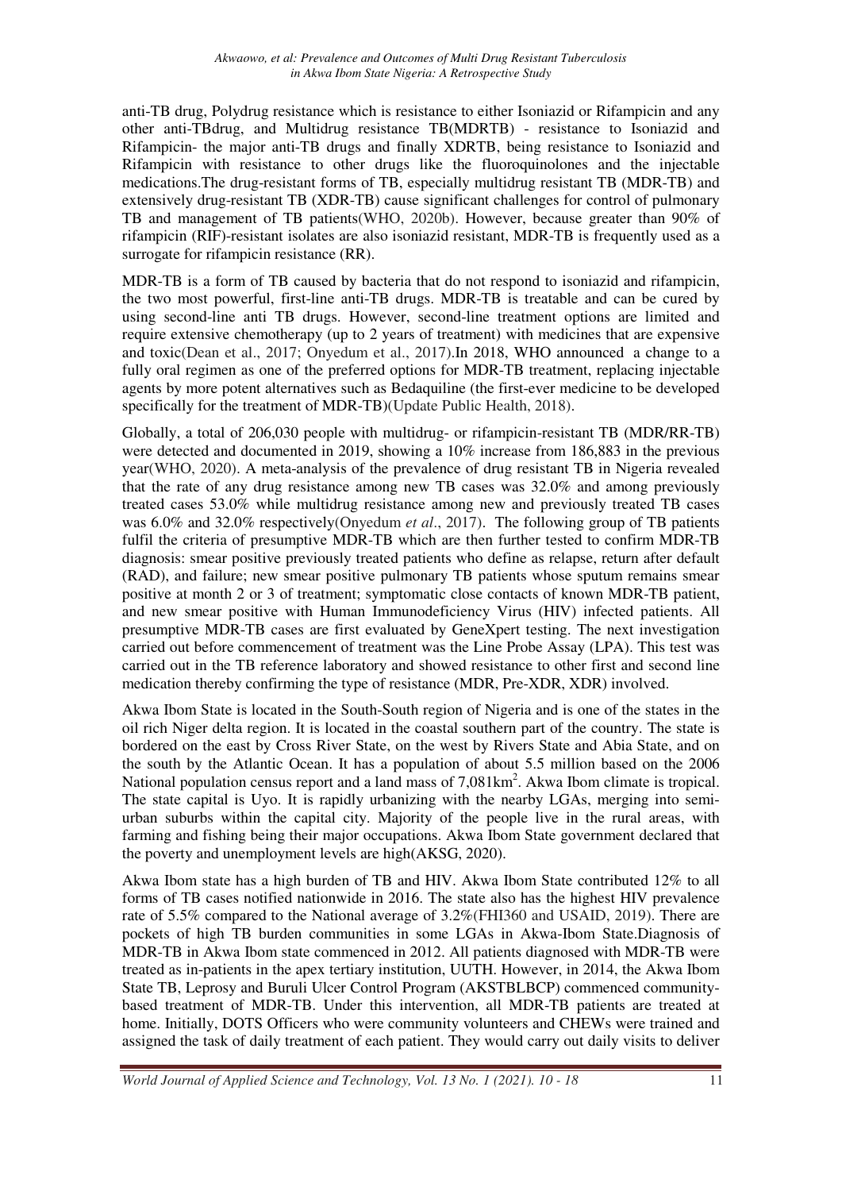anti-TB drug, Polydrug resistance which is resistance to either Isoniazid or Rifampicin and any other anti-TBdrug, and Multidrug resistance TB(MDRTB) - resistance to Isoniazid and Rifampicin- the major anti-TB drugs and finally XDRTB, being resistance to Isoniazid and Rifampicin with resistance to other drugs like the fluoroquinolones and the injectable medications.The drug-resistant forms of TB, especially multidrug resistant TB (MDR-TB) and extensively drug-resistant TB (XDR-TB) cause significant challenges for control of pulmonary TB and management of TB patients(WHO, 2020b). However, because greater than 90% of rifampicin (RIF)-resistant isolates are also isoniazid resistant, MDR-TB is frequently used as a surrogate for rifampicin resistance (RR).

MDR-TB is a form of TB caused by bacteria that do not respond to isoniazid and rifampicin, the two most powerful, first-line anti-TB drugs. MDR-TB is treatable and can be cured by using second-line anti TB drugs. However, second-line treatment options are limited and require extensive chemotherapy (up to 2 years of treatment) with medicines that are expensive and toxic(Dean et al., 2017; Onyedum et al., 2017).In 2018, WHO announced a change to a fully oral regimen as one of the preferred options for MDR-TB treatment, replacing injectable agents by more potent alternatives such as Bedaquiline (the first-ever medicine to be developed specifically for the treatment of MDR-TB)(Update Public Health, 2018).

Globally, a total of 206,030 people with multidrug- or rifampicin-resistant TB (MDR/RR-TB) were detected and documented in 2019, showing a 10% increase from 186,883 in the previous year(WHO, 2020). A meta-analysis of the prevalence of drug resistant TB in Nigeria revealed that the rate of any drug resistance among new TB cases was 32.0% and among previously treated cases 53.0% while multidrug resistance among new and previously treated TB cases was 6.0% and 32.0% respectively(Onyedum *et al*., 2017). The following group of TB patients fulfil the criteria of presumptive MDR-TB which are then further tested to confirm MDR-TB diagnosis: smear positive previously treated patients who define as relapse, return after default (RAD), and failure; new smear positive pulmonary TB patients whose sputum remains smear positive at month 2 or 3 of treatment; symptomatic close contacts of known MDR-TB patient, and new smear positive with Human Immunodeficiency Virus (HIV) infected patients. All presumptive MDR-TB cases are first evaluated by GeneXpert testing. The next investigation carried out before commencement of treatment was the Line Probe Assay (LPA). This test was carried out in the TB reference laboratory and showed resistance to other first and second line medication thereby confirming the type of resistance (MDR, Pre-XDR, XDR) involved.

Akwa Ibom State is located in the South-South region of Nigeria and is one of the states in the oil rich Niger delta region. It is located in the coastal southern part of the country. The state is bordered on the east by Cross River State, on the west by Rivers State and Abia State, and on the south by the Atlantic Ocean. It has a population of about 5.5 million based on the 2006 National population census report and a land mass of 7,081km$^2$. Akwa Ibom climate is tropical. The state capital is Uyo. It is rapidly urbanizing with the nearby LGAs, merging into semi-urban suburbs within the capital city. Majority of the people live in the rural areas, with farming and fishing being their major occupations. Akwa Ibom State government declared that the poverty and unemployment levels are high(AKSG, 2020).

Akwa Ibom state has a high burden of TB and HIV. Akwa Ibom State contributed 12% to all forms of TB cases notified nationwide in 2016. The state also has the highest HIV prevalence rate of 5.5% compared to the National average of 3.2%(FHI360 and USAID, 2019). There are pockets of high TB burden communities in some LGAs in Akwa-Ibom State.Diagnosis of MDR-TB in Akwa Ibom state commenced in 2012. All patients diagnosed with MDR-TB were treated as in-patients in the apex tertiary institution, UUTH. However, in 2014, the Akwa Ibom State TB, Leprosy and Buruli Ulcer Control Program (AKSTBLBCP) commenced community-based treatment of MDR-TB. Under this intervention, all MDR-TB patients are treated at home. Initially, DOTS Officers who were community volunteers and CHEWs were trained and assigned the task of daily treatment of each patient. They would carry out daily visits to deliver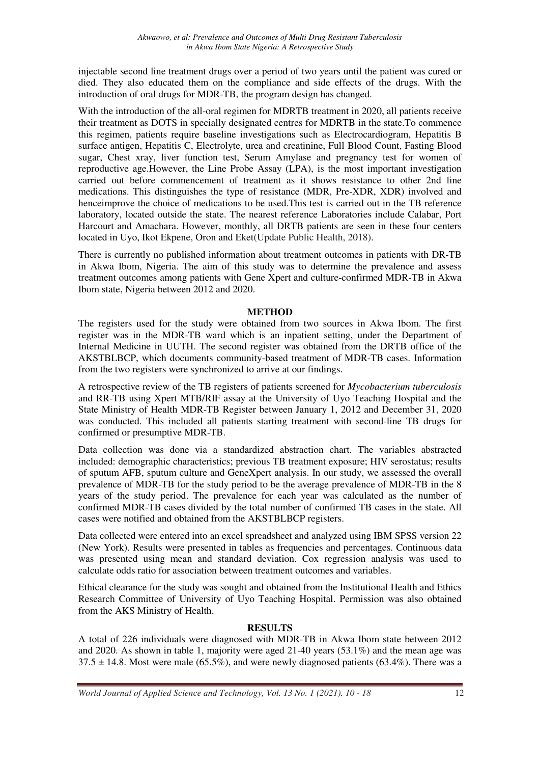injectable second line treatment drugs over a period of two years until the patient was cured or died. They also educated them on the compliance and side effects of the drugs. With the introduction of oral drugs for MDR-TB, the program design has changed.

With the introduction of the all-oral regimen for MDRTB treatment in 2020, all patients receive their treatment as DOTS in specially designated centres for MDRTB in the state.To commence this regimen, patients require baseline investigations such as Electrocardiogram, Hepatitis B surface antigen, Hepatitis C, Electrolyte, urea and creatinine, Full Blood Count, Fasting Blood sugar, Chest xray, liver function test, Serum Amylase and pregnancy test for women of reproductive age.However, the Line Probe Assay (LPA), is the most important investigation carried out before commencement of treatment as it shows resistance to other 2nd line medications. This distinguishes the type of resistance (MDR, Pre-XDR, XDR) involved and henceimprove the choice of medications to be used.This test is carried out in the TB reference laboratory, located outside the state. The nearest reference Laboratories include Calabar, Port Harcourt and Amachara. However, monthly, all DRTB patients are seen in these four centers located in Uyo, Ikot Ekpene, Oron and Eket(Update Public Health, 2018).

There is currently no published information about treatment outcomes in patients with DR-TB in Akwa Ibom, Nigeria. The aim of this study was to determine the prevalence and assess treatment outcomes among patients with Gene Xpert and culture-confirmed MDR-TB in Akwa Ibom state, Nigeria between 2012 and 2020.

## METHOD

The registers used for the study were obtained from two sources in Akwa Ibom. The first register was in the MDR-TB ward which is an inpatient setting, under the Department of Internal Medicine in UUTH. The second register was obtained from the DRTB office of the AKSTBLBCP, which documents community-based treatment of MDR-TB cases. Information from the two registers were synchronized to arrive at our findings.

A retrospective review of the TB registers of patients screened for *Mycobacterium tuberculosis* and RR-TB using Xpert MTB/RIF assay at the University of Uyo Teaching Hospital and the State Ministry of Health MDR-TB Register between January 1, 2012 and December 31, 2020 was conducted. This included all patients starting treatment with second-line TB drugs for confirmed or presumptive MDR-TB.

Data collection was done via a standardized abstraction chart. The variables abstracted included: demographic characteristics; previous TB treatment exposure; HIV serostatus; results of sputum AFB, sputum culture and GeneXpert analysis. In our study, we assessed the overall prevalence of MDR-TB for the study period to be the average prevalence of MDR-TB in the 8 years of the study period. The prevalence for each year was calculated as the number of confirmed MDR-TB cases divided by the total number of confirmed TB cases in the state. All cases were notified and obtained from the AKSTBLBCP registers.

Data collected were entered into an excel spreadsheet and analyzed using IBM SPSS version 22 (New York). Results were presented in tables as frequencies and percentages. Continuous data was presented using mean and standard deviation. Cox regression analysis was used to calculate odds ratio for association between treatment outcomes and variables.

Ethical clearance for the study was sought and obtained from the Institutional Health and Ethics Research Committee of University of Uyo Teaching Hospital. Permission was also obtained from the AKS Ministry of Health.

## RESULTS

A total of 226 individuals were diagnosed with MDR-TB in Akwa Ibom state between 2012 and 2020. As shown in table 1, majority were aged 21-40 years (53.1%) and the mean age was $37.5 \pm 14.8$. Most were male (65.5%), and were newly diagnosed patients (63.4%). There was a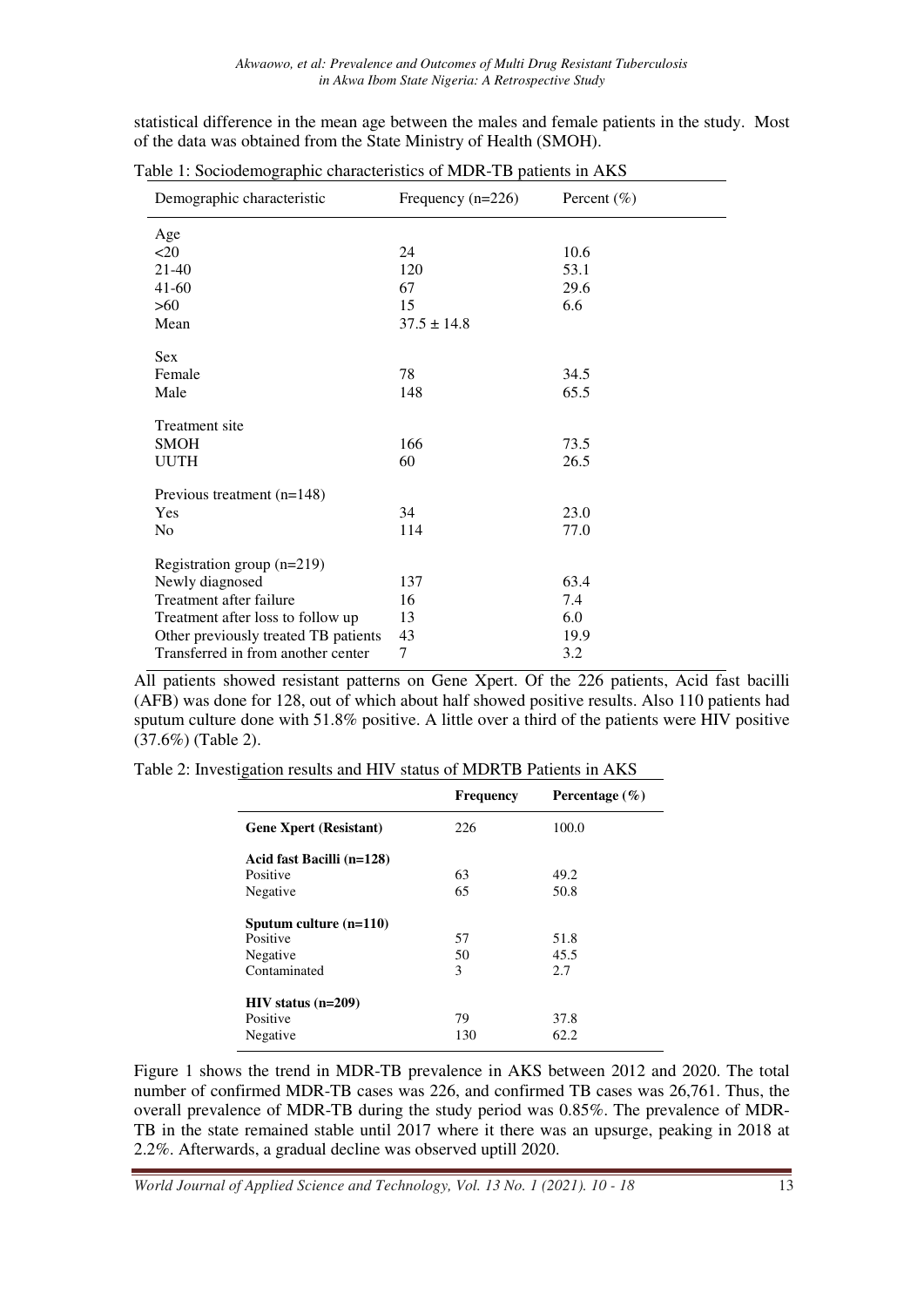statistical difference in the mean age between the males and female patients in the study. Most of the data was obtained from the State Ministry of Health (SMOH).

Table 1: Sociodemographic characteristics of MDR-TB patients in AKS

| Demographic characteristic | Frequency (n=226) | Percent (%) |
|---|---|---|
| Age | | |
| <20 | 24 | 10.6 |
| 21-40 | 120 | 53.1 |
| 41-60 | 67 | 29.6 |
| >60 | 15 | 6.6 |
| Mean | 37.5 ± 14.8 | |
| Sex | | |
| Female | 78 | 34.5 |
| Male | 148 | 65.5 |
| Treatment site | | |
| SMOH | 166 | 73.5 |
| UUTH | 60 | 26.5 |
| Previous treatment (n=148) | | |
| Yes | 34 | 23.0 |
| No | 114 | 77.0 |
| Registration group (n=219) | | |
| Newly diagnosed | 137 | 63.4 |
| Treatment after failure | 16 | 7.4 |
| Treatment after loss to follow up | 13 | 6.0 |
| Other previously treated TB patients | 43 | 19.9 |
| Transferred in from another center | 7 | 3.2 |

All patients showed resistant patterns on Gene Xpert. Of the 226 patients, Acid fast bacilli (AFB) was done for 128, out of which about half showed positive results. Also 110 patients had sputum culture done with 51.8% positive. A little over a third of the patients were HIV positive (37.6%) (Table 2).

Table 2: Investigation results and HIV status of MDRTB Patients in AKS

| | **Frequency** | **Percentage (%)** |
|---|---|---|
| **Gene Xpert (Resistant)** | 226 | 100.0 |
| **Acid fast Bacilli (n=128)** | | |
| Positive | 63 | 49.2 |
| Negative | 65 | 50.8 |
| **Sputum culture (n=110)** | | |
| Positive | 57 | 51.8 |
| Negative | 50 | 45.5 |
| Contaminated | 3 | 2.7 |
| **HIV status (n=209)** | | |
| Positive | 79 | 37.8 |
| Negative | 130 | 62.2 |

Figure 1 shows the trend in MDR-TB prevalence in AKS between 2012 and 2020. The total number of confirmed MDR-TB cases was 226, and confirmed TB cases was 26,761. Thus, the overall prevalence of MDR-TB during the study period was 0.85%. The prevalence of MDR-TB in the state remained stable until 2017 where it there was an upsurge, peaking in 2018 at 2.2%. Afterwards, a gradual decline was observed uptill 2020.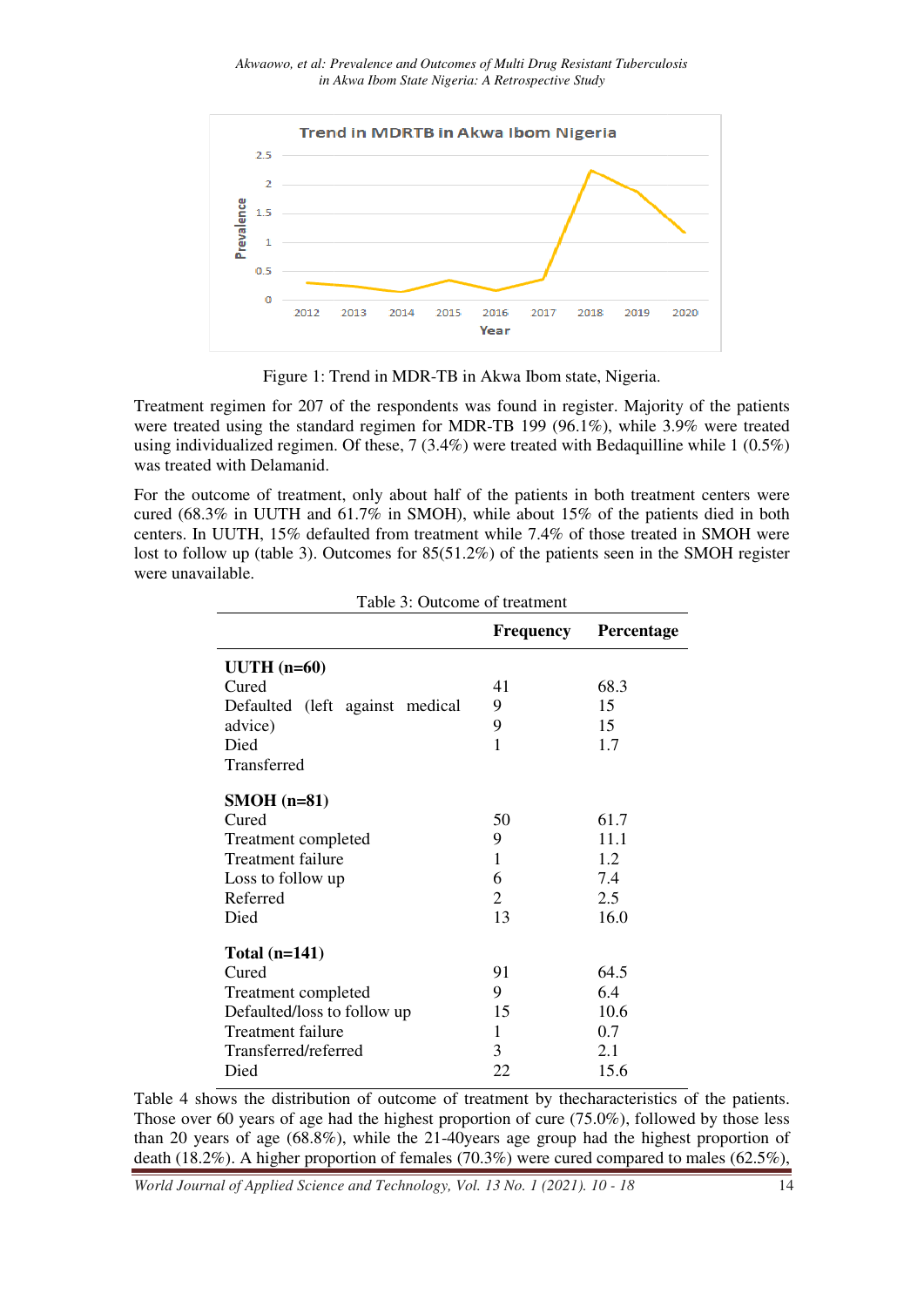Figure 1: Trend in MDR-TB in Akwa Ibom state, Nigeria.

Treatment regimen for 207 of the respondents was found in register. Majority of the patients were treated using the standard regimen for MDR-TB 199 (96.1%), while 3.9% were treated using individualized regimen. Of these, 7 (3.4%) were treated with Bedaquilline while 1 (0.5%) was treated with Delamanid.

For the outcome of treatment, only about half of the patients in both treatment centers were cured (68.3% in UUTH and 61.7% in SMOH), while about 15% of the patients died in both centers. In UUTH, 15% defaulted from treatment while 7.4% of those treated in SMOH were lost to follow up (table 3). Outcomes for 85(51.2%) of the patients seen in the SMOH register were unavailable.

Table 3: Outcome of treatment

| | Frequency | Percentage |
|---|---|---|
| **UUTH (n=60)** | | |
| Cured | 41 | 68.3 |
| Defaulted (left against medical advice) | 9 | 15 |
| Died | 9 | 15 |
| Transferred | 1 | 1.7 |
| **SMOH (n=81)** | | |
| Cured | 50 | 61.7 |
| Treatment completed | 9 | 11.1 |
| Treatment failure | 1 | 1.2 |
| Loss to follow up | 6 | 7.4 |
| Referred | 2 | 2.5 |
| Died | 13 | 16.0 |
| **Total (n=141)** | | |
| Cured | 91 | 64.5 |
| Treatment completed | 9 | 6.4 |
| Defaulted/loss to follow up | 15 | 10.6 |
| Treatment failure | 1 | 0.7 |
| Transferred/referred | 3 | 2.1 |
| Died | 22 | 15.6 |

Table 4 shows the distribution of outcome of treatment by thecharacteristics of the patients. Those over 60 years of age had the highest proportion of cure (75.0%), followed by those less than 20 years of age (68.8%), while the 21-40years age group had the highest proportion of death (18.2%). A higher proportion of females (70.3%) were cured compared to males (62.5%),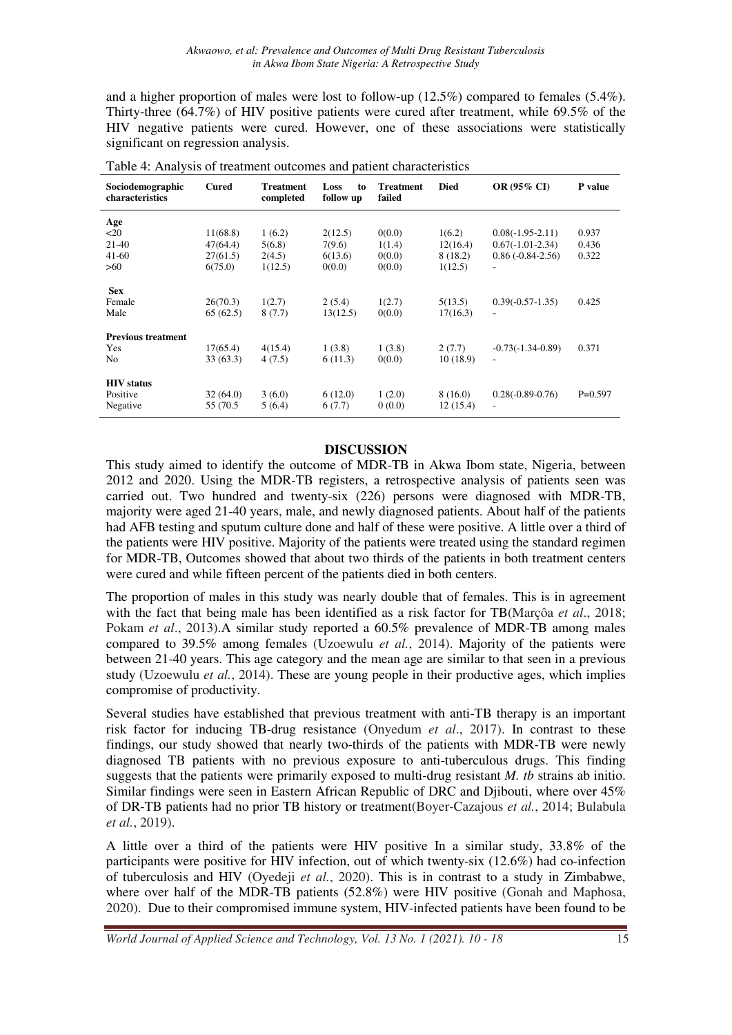and a higher proportion of males were lost to follow-up (12.5%) compared to females (5.4%). Thirty-three (64.7%) of HIV positive patients were cured after treatment, while 69.5% of the HIV negative patients were cured. However, one of these associations were statistically significant on regression analysis.

Table 4: Analysis of treatment outcomes and patient characteristics

| Sociodemographic characteristics | Cured | Treatment completed | Loss to follow up | Treatment failed | Died | OR (95% CI) | P value |
|---|---|---|---|---|---|---|---|
| **Age** | | | | | | | |
| <20 | 11(68.8) | 1 (6.2) | 2(12.5) | 0(0.0) | 1(6.2) | 0.08(-1.95-2.11) | 0.937 |
| 21-40 | 47(64.4) | 5(6.8) | 7(9.6) | 1(1.4) | 12(16.4) | 0.67(-1.01-2.34) | 0.436 |
| 41-60 | 27(61.5) | 2(4.5) | 6(13.6) | 0(0.0) | 8 (18.2) | 0.86 (-0.84-2.56) | 0.322 |
| >60 | 6(75.0) | 1(12.5) | 0(0.0) | 0(0.0) | 1(12.5) | - | |
| **Sex** | | | | | | | |
| Female | 26(70.3) | 1(2.7) | 2 (5.4) | 1(2.7) | 5(13.5) | 0.39(-0.57-1.35) | 0.425 |
| Male | 65 (62.5) | 8 (7.7) | 13(12.5) | 0(0.0) | 17(16.3) | - | |
| **Previous treatment** | | | | | | | |
| Yes | 17(65.4) | 4(15.4) | 1 (3.8) | 1 (3.8) | 2 (7.7) | -0.73(-1.34-0.89) | 0.371 |
| No | 33 (63.3) | 4 (7.5) | 6 (11.3) | 0(0.0) | 10 (18.9) | - | |
| **HIV status** | | | | | | | |
| Positive | 32 (64.0) | 3 (6.0) | 6 (12.0) | 1 (2.0) | 8 (16.0) | 0.28(-0.89-0.76) | P=0.597 |
| Negative | 55 (70.5 | 5 (6.4) | 6 (7.7) | 0 (0.0) | 12 (15.4) | - | |

## DISCUSSION

This study aimed to identify the outcome of MDR-TB in Akwa Ibom state, Nigeria, between 2012 and 2020. Using the MDR-TB registers, a retrospective analysis of patients seen was carried out. Two hundred and twenty-six (226) persons were diagnosed with MDR-TB, majority were aged 21-40 years, male, and newly diagnosed patients. About half of the patients had AFB testing and sputum culture done and half of these were positive. A little over a third of the patients were HIV positive. Majority of the patients were treated using the standard regimen for MDR-TB, Outcomes showed that about two thirds of the patients in both treatment centers were cured and while fifteen percent of the patients died in both centers.

The proportion of males in this study was nearly double that of females. This is in agreement with the fact that being male has been identified as a risk factor for TB(Marçôa *et al*., 2018; Pokam *et al*., 2013).A similar study reported a 60.5% prevalence of MDR-TB among males compared to 39.5% among females (Uzoewulu *et al.*, 2014). Majority of the patients were between 21-40 years. This age category and the mean age are similar to that seen in a previous study (Uzoewulu *et al.*, 2014). These are young people in their productive ages, which implies compromise of productivity.

Several studies have established that previous treatment with anti-TB therapy is an important risk factor for inducing TB-drug resistance (Onyedum *et al*., 2017). In contrast to these findings, our study showed that nearly two-thirds of the patients with MDR-TB were newly diagnosed TB patients with no previous exposure to anti-tuberculous drugs. This finding suggests that the patients were primarily exposed to multi-drug resistant *M. tb* strains ab initio. Similar findings were seen in Eastern African Republic of DRC and Djibouti, where over 45% of DR-TB patients had no prior TB history or treatment(Boyer-Cazajous *et al.*, 2014; Bulabula *et al.*, 2019).

A little over a third of the patients were HIV positive In a similar study, 33.8% of the participants were positive for HIV infection, out of which twenty-six (12.6%) had co-infection of tuberculosis and HIV (Oyedeji *et al.*, 2020). This is in contrast to a study in Zimbabwe, where over half of the MDR-TB patients (52.8%) were HIV positive (Gonah and Maphosa, 2020). Due to their compromised immune system, HIV-infected patients have been found to be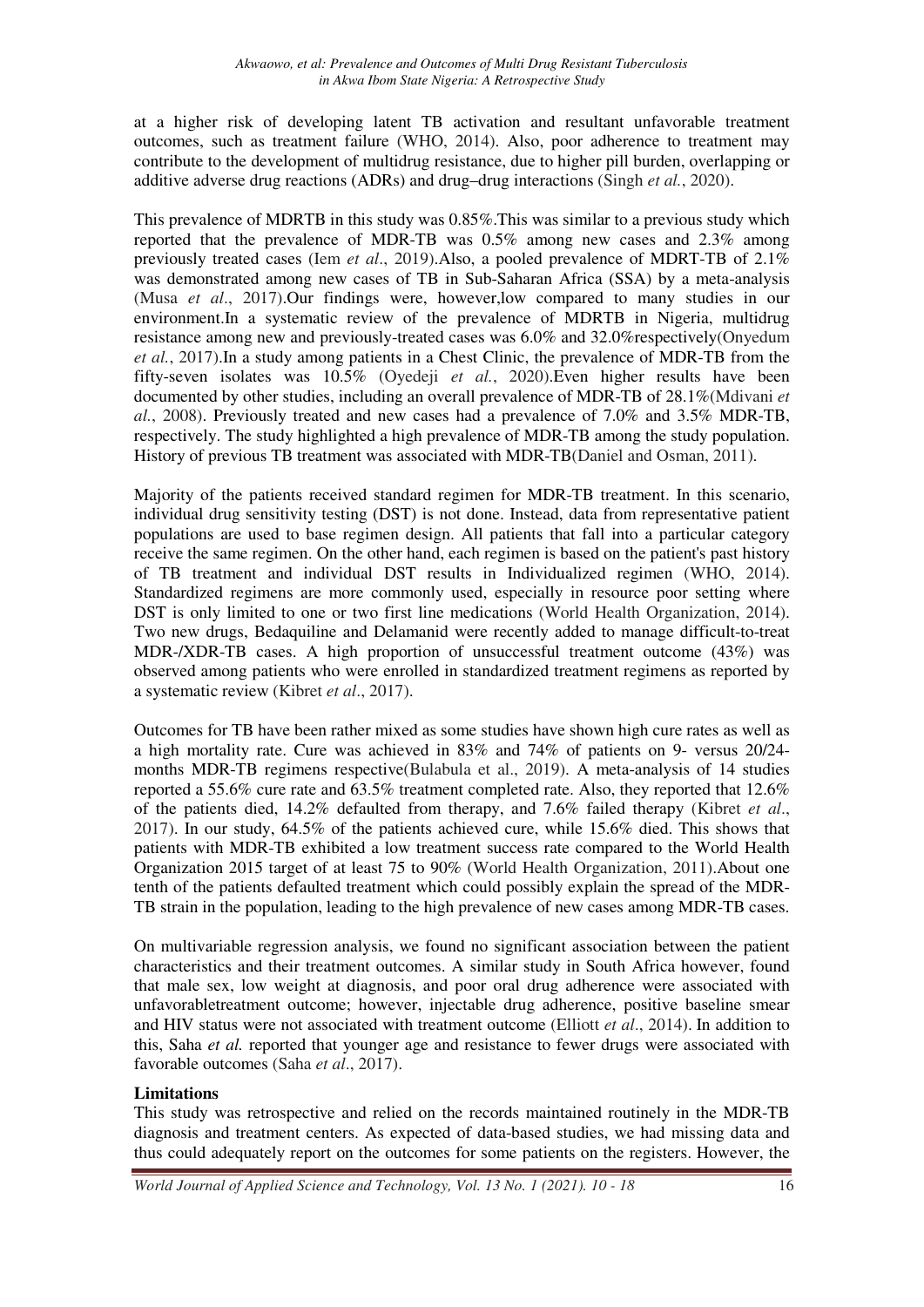at a higher risk of developing latent TB activation and resultant unfavorable treatment outcomes, such as treatment failure (WHO, 2014). Also, poor adherence to treatment may contribute to the development of multidrug resistance, due to higher pill burden, overlapping or additive adverse drug reactions (ADRs) and drug–drug interactions (Singh *et al.*, 2020).

This prevalence of MDRTB in this study was 0.85%.This was similar to a previous study which reported that the prevalence of MDR-TB was 0.5% among new cases and 2.3% among previously treated cases (Iem *et al*., 2019).Also, a pooled prevalence of MDRT-TB of 2.1% was demonstrated among new cases of TB in Sub-Saharan Africa (SSA) by a meta-analysis (Musa *et al*., 2017).Our findings were, however,low compared to many studies in our environment.In a systematic review of the prevalence of MDRTB in Nigeria, multidrug resistance among new and previously-treated cases was 6.0% and 32.0%respectively(Onyedum *et al.*, 2017).In a study among patients in a Chest Clinic, the prevalence of MDR-TB from the fifty-seven isolates was 10.5% (Oyedeji *et al.*, 2020).Even higher results have been documented by other studies, including an overall prevalence of MDR-TB of 28.1%(Mdivani *et al.*, 2008). Previously treated and new cases had a prevalence of 7.0% and 3.5% MDR-TB, respectively. The study highlighted a high prevalence of MDR-TB among the study population. History of previous TB treatment was associated with MDR-TB(Daniel and Osman, 2011).

Majority of the patients received standard regimen for MDR-TB treatment. In this scenario, individual drug sensitivity testing (DST) is not done. Instead, data from representative patient populations are used to base regimen design. All patients that fall into a particular category receive the same regimen. On the other hand, each regimen is based on the patient's past history of TB treatment and individual DST results in Individualized regimen (WHO, 2014). Standardized regimens are more commonly used, especially in resource poor setting where DST is only limited to one or two first line medications (World Health Organization, 2014). Two new drugs, Bedaquiline and Delamanid were recently added to manage difficult-to-treat MDR-/XDR-TB cases. A high proportion of unsuccessful treatment outcome (43%) was observed among patients who were enrolled in standardized treatment regimens as reported by a systematic review (Kibret *et al*., 2017).

Outcomes for TB have been rather mixed as some studies have shown high cure rates as well as a high mortality rate. Cure was achieved in 83% and 74% of patients on 9- versus 20/24-months MDR-TB regimens respective(Bulabula et al., 2019). A meta-analysis of 14 studies reported a 55.6% cure rate and 63.5% treatment completed rate. Also, they reported that 12.6% of the patients died, 14.2% defaulted from therapy, and 7.6% failed therapy (Kibret *et al*., 2017). In our study, 64.5% of the patients achieved cure, while 15.6% died. This shows that patients with MDR-TB exhibited a low treatment success rate compared to the World Health Organization 2015 target of at least 75 to 90% (World Health Organization, 2011).About one tenth of the patients defaulted treatment which could possibly explain the spread of the MDR-TB strain in the population, leading to the high prevalence of new cases among MDR-TB cases.

On multivariable regression analysis, we found no significant association between the patient characteristics and their treatment outcomes. A similar study in South Africa however, found that male sex, low weight at diagnosis, and poor oral drug adherence were associated with unfavorabletreatment outcome; however, injectable drug adherence, positive baseline smear and HIV status were not associated with treatment outcome (Elliott *et al*., 2014). In addition to this, Saha *et al.* reported that younger age and resistance to fewer drugs were associated with favorable outcomes (Saha *et al*., 2017).

**Limitations**

This study was retrospective and relied on the records maintained routinely in the MDR-TB diagnosis and treatment centers. As expected of data-based studies, we had missing data and thus could adequately report on the outcomes for some patients on the registers. However, the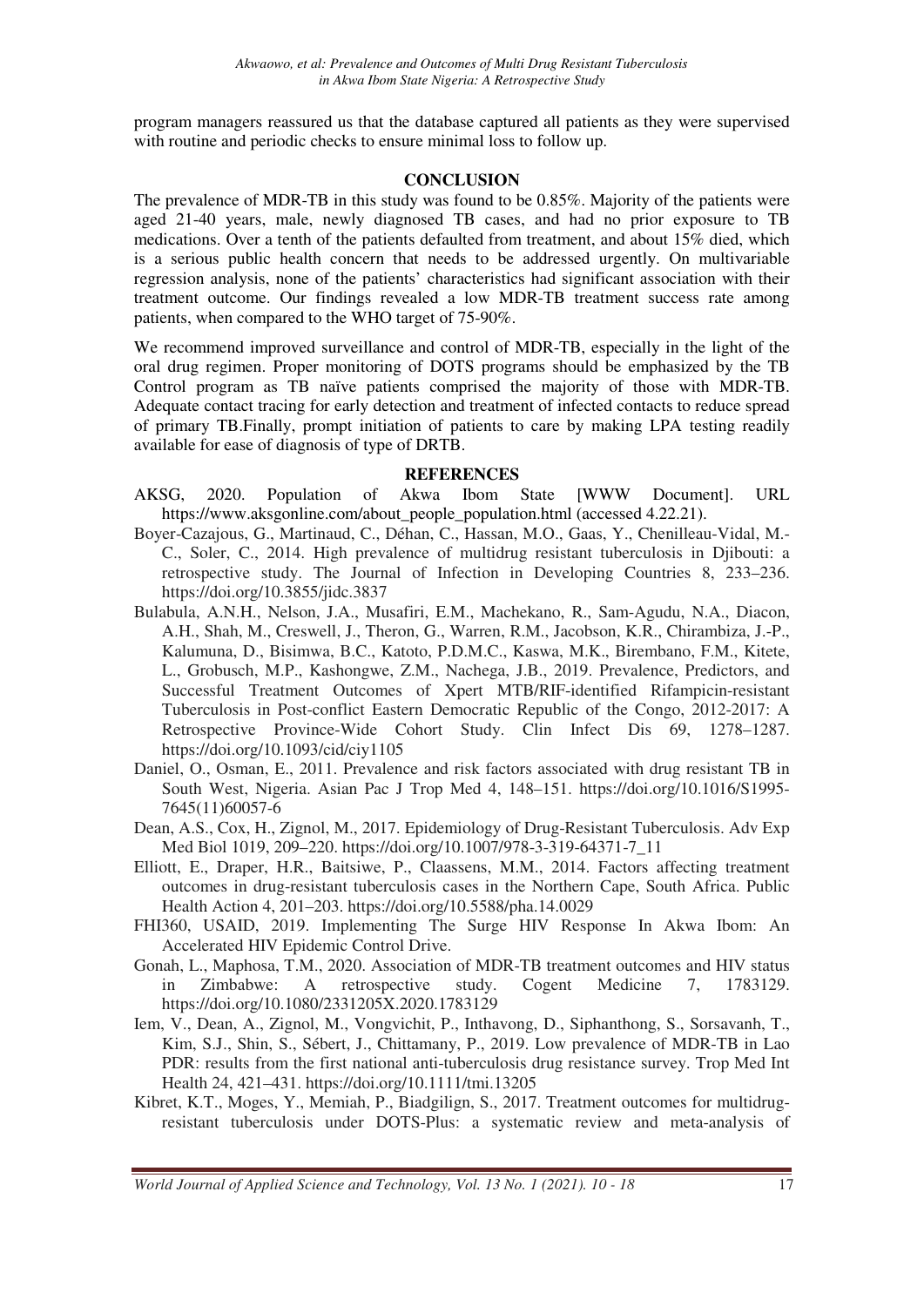program managers reassured us that the database captured all patients as they were supervised with routine and periodic checks to ensure minimal loss to follow up.

## CONCLUSION

The prevalence of MDR-TB in this study was found to be 0.85%. Majority of the patients were aged 21-40 years, male, newly diagnosed TB cases, and had no prior exposure to TB medications. Over a tenth of the patients defaulted from treatment, and about 15% died, which is a serious public health concern that needs to be addressed urgently. On multivariable regression analysis, none of the patients' characteristics had significant association with their treatment outcome. Our findings revealed a low MDR-TB treatment success rate among patients, when compared to the WHO target of 75-90%.

We recommend improved surveillance and control of MDR-TB, especially in the light of the oral drug regimen. Proper monitoring of DOTS programs should be emphasized by the TB Control program as TB naïve patients comprised the majority of those with MDR-TB. Adequate contact tracing for early detection and treatment of infected contacts to reduce spread of primary TB.Finally, prompt initiation of patients to care by making LPA testing readily available for ease of diagnosis of type of DRTB.

## REFERENCES

AKSG, 2020. Population of Akwa Ibom State [WWW Document]. URL https://www.aksgonline.com/about_people_population.html (accessed 4.22.21).

Boyer-Cazajous, G., Martinaud, C., Déhan, C., Hassan, M.O., Gaas, Y., Chenilleau-Vidal, M.-C., Soler, C., 2014. High prevalence of multidrug resistant tuberculosis in Djibouti: a retrospective study. The Journal of Infection in Developing Countries 8, 233–236. https://doi.org/10.3855/jidc.3837

Bulabula, A.N.H., Nelson, J.A., Musafiri, E.M., Machekano, R., Sam-Agudu, N.A., Diacon, A.H., Shah, M., Creswell, J., Theron, G., Warren, R.M., Jacobson, K.R., Chirambiza, J.-P., Kalumuna, D., Bisimwa, B.C., Katoto, P.D.M.C., Kaswa, M.K., Birembano, F.M., Kitete, L., Grobusch, M.P., Kashongwe, Z.M., Nachega, J.B., 2019. Prevalence, Predictors, and Successful Treatment Outcomes of Xpert MTB/RIF-identified Rifampicin-resistant Tuberculosis in Post-conflict Eastern Democratic Republic of the Congo, 2012-2017: A Retrospective Province-Wide Cohort Study. Clin Infect Dis 69, 1278–1287. https://doi.org/10.1093/cid/ciy1105

Daniel, O., Osman, E., 2011. Prevalence and risk factors associated with drug resistant TB in South West, Nigeria. Asian Pac J Trop Med 4, 148–151. https://doi.org/10.1016/S1995-7645(11)60057-6

Dean, A.S., Cox, H., Zignol, M., 2017. Epidemiology of Drug-Resistant Tuberculosis. Adv Exp Med Biol 1019, 209–220. https://doi.org/10.1007/978-3-319-64371-7_11

Elliott, E., Draper, H.R., Baitsiwe, P., Claassens, M.M., 2014. Factors affecting treatment outcomes in drug-resistant tuberculosis cases in the Northern Cape, South Africa. Public Health Action 4, 201–203. https://doi.org/10.5588/pha.14.0029

FHI360, USAID, 2019. Implementing The Surge HIV Response In Akwa Ibom: An Accelerated HIV Epidemic Control Drive.

Gonah, L., Maphosa, T.M., 2020. Association of MDR-TB treatment outcomes and HIV status in Zimbabwe: A retrospective study. Cogent Medicine 7, 1783129. https://doi.org/10.1080/2331205X.2020.1783129

Iem, V., Dean, A., Zignol, M., Vongvichit, P., Inthavong, D., Siphanthong, S., Sorsavanh, T., Kim, S.J., Shin, S., Sébert, J., Chittamany, P., 2019. Low prevalence of MDR-TB in Lao PDR: results from the first national anti-tuberculosis drug resistance survey. Trop Med Int Health 24, 421–431. https://doi.org/10.1111/tmi.13205

Kibret, K.T., Moges, Y., Memiah, P., Biadgilign, S., 2017. Treatment outcomes for multidrug-resistant tuberculosis under DOTS-Plus: a systematic review and meta-analysis of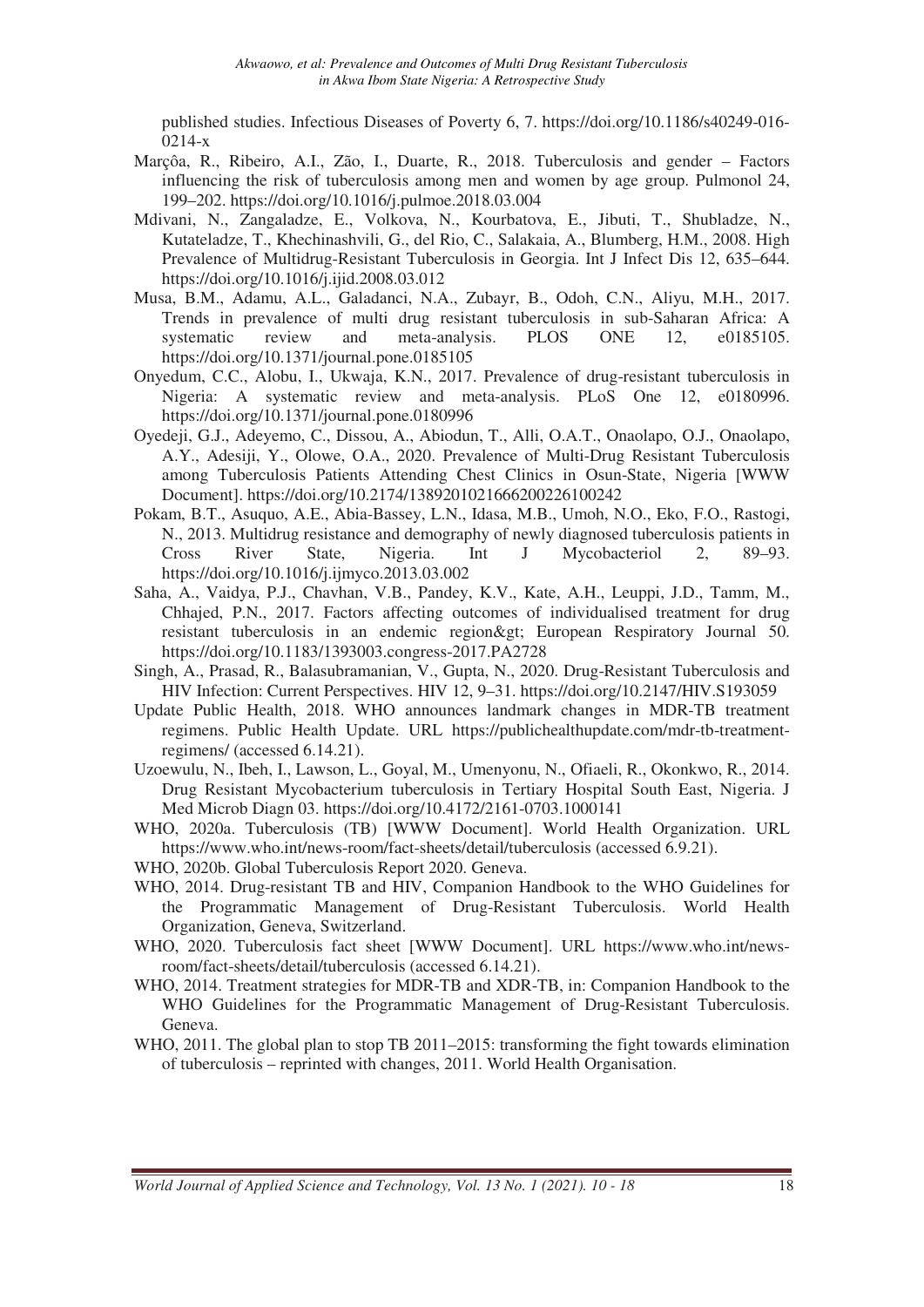published studies. Infectious Diseases of Poverty 6, 7. https://doi.org/10.1186/s40249-016-0214-x

Marçôa, R., Ribeiro, A.I., Zão, I., Duarte, R., 2018. Tuberculosis and gender – Factors influencing the risk of tuberculosis among men and women by age group. Pulmonol 24, 199–202. https://doi.org/10.1016/j.pulmoe.2018.03.004

Mdivani, N., Zangaladze, E., Volkova, N., Kourbatova, E., Jibuti, T., Shubladze, N., Kutateladze, T., Khechinashvili, G., del Rio, C., Salakaia, A., Blumberg, H.M., 2008. High Prevalence of Multidrug-Resistant Tuberculosis in Georgia. Int J Infect Dis 12, 635–644. https://doi.org/10.1016/j.ijid.2008.03.012

Musa, B.M., Adamu, A.L., Galadanci, N.A., Zubayr, B., Odoh, C.N., Aliyu, M.H., 2017. Trends in prevalence of multi drug resistant tuberculosis in sub-Saharan Africa: A systematic review and meta-analysis. PLOS ONE 12, e0185105. https://doi.org/10.1371/journal.pone.0185105

Onyedum, C.C., Alobu, I., Ukwaja, K.N., 2017. Prevalence of drug-resistant tuberculosis in Nigeria: A systematic review and meta-analysis. PLoS One 12, e0180996. https://doi.org/10.1371/journal.pone.0180996

Oyedeji, G.J., Adeyemo, C., Dissou, A., Abiodun, T., Alli, O.A.T., Onaolapo, O.J., Onaolapo, A.Y., Adesiji, Y., Olowe, O.A., 2020. Prevalence of Multi-Drug Resistant Tuberculosis among Tuberculosis Patients Attending Chest Clinics in Osun-State, Nigeria [WWW Document]. https://doi.org/10.2174/1389201021666200226100242

Pokam, B.T., Asuquo, A.E., Abia-Bassey, L.N., Idasa, M.B., Umoh, N.O., Eko, F.O., Rastogi, N., 2013. Multidrug resistance and demography of newly diagnosed tuberculosis patients in Cross River State, Nigeria. Int J Mycobacteriol 2, 89–93. https://doi.org/10.1016/j.ijmyco.2013.03.002

Saha, A., Vaidya, P.J., Chavhan, V.B., Pandey, K.V., Kate, A.H., Leuppi, J.D., Tamm, M., Chhajed, P.N., 2017. Factors affecting outcomes of individualised treatment for drug resistant tuberculosis in an endemic region&gt; European Respiratory Journal 50. https://doi.org/10.1183/1393003.congress-2017.PA2728

Singh, A., Prasad, R., Balasubramanian, V., Gupta, N., 2020. Drug-Resistant Tuberculosis and HIV Infection: Current Perspectives. HIV 12, 9–31. https://doi.org/10.2147/HIV.S193059

Update Public Health, 2018. WHO announces landmark changes in MDR-TB treatment regimens. Public Health Update. URL https://publichealthupdate.com/mdr-tb-treatment-regimens/ (accessed 6.14.21).

Uzoewulu, N., Ibeh, I., Lawson, L., Goyal, M., Umenyonu, N., Ofiaeli, R., Okonkwo, R., 2014. Drug Resistant Mycobacterium tuberculosis in Tertiary Hospital South East, Nigeria. J Med Microb Diagn 03. https://doi.org/10.4172/2161-0703.1000141

WHO, 2020a. Tuberculosis (TB) [WWW Document]. World Health Organization. URL https://www.who.int/news-room/fact-sheets/detail/tuberculosis (accessed 6.9.21).

WHO, 2020b. Global Tuberculosis Report 2020. Geneva.

WHO, 2014. Drug-resistant TB and HIV, Companion Handbook to the WHO Guidelines for the Programmatic Management of Drug-Resistant Tuberculosis. World Health Organization, Geneva, Switzerland.

WHO, 2020. Tuberculosis fact sheet [WWW Document]. URL https://www.who.int/news-room/fact-sheets/detail/tuberculosis (accessed 6.14.21).

WHO, 2014. Treatment strategies for MDR-TB and XDR-TB, in: Companion Handbook to the WHO Guidelines for the Programmatic Management of Drug-Resistant Tuberculosis. Geneva.

WHO, 2011. The global plan to stop TB 2011–2015: transforming the fight towards elimination of tuberculosis – reprinted with changes, 2011. World Health Organisation.